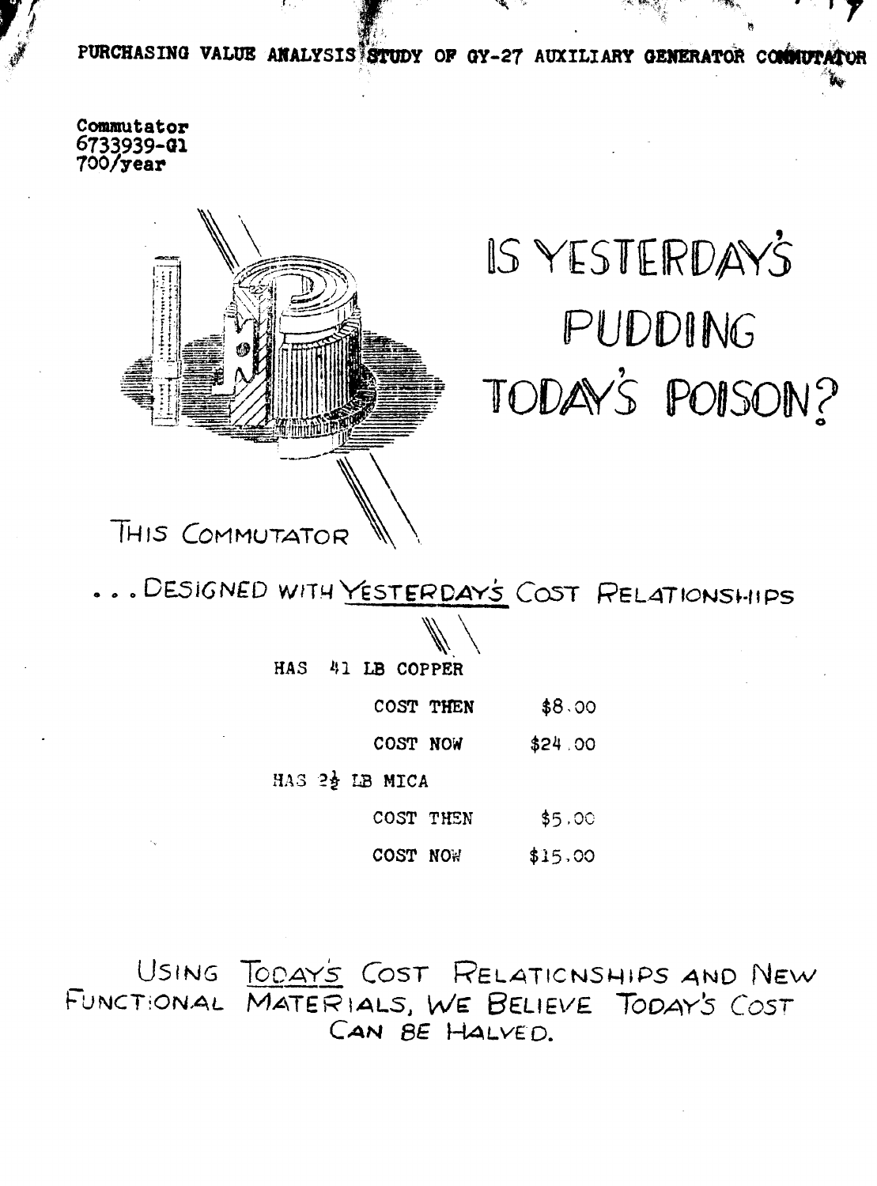# PURCHASING VALUE ANALYSIS STUDY OF GY-27 AUXILIARY GENERATOR COMMUTATOR

Commutator
6733939-G1
700/year

## IS YESTERDAY'S PUDDING TODAY'S POISON?

THIS COMMUTATOR

. . . DESIGNED WITH YESTERDAY'S COST RELATIONSHIPS

HAS 41 LB COPPER

| | |
|---|---|
| COST THEN | $8.00 |
| COST NOW | $24.00 |

HAS 2½ LB MICA

| | |
|---|---|
| COST THEN | $5.00 |
| COST NOW | $15.00 |

USING TODAY'S COST RELATIONSHIPS AND NEW FUNCTIONAL MATERIALS, WE BELIEVE TODAY'S COST CAN BE HALVED.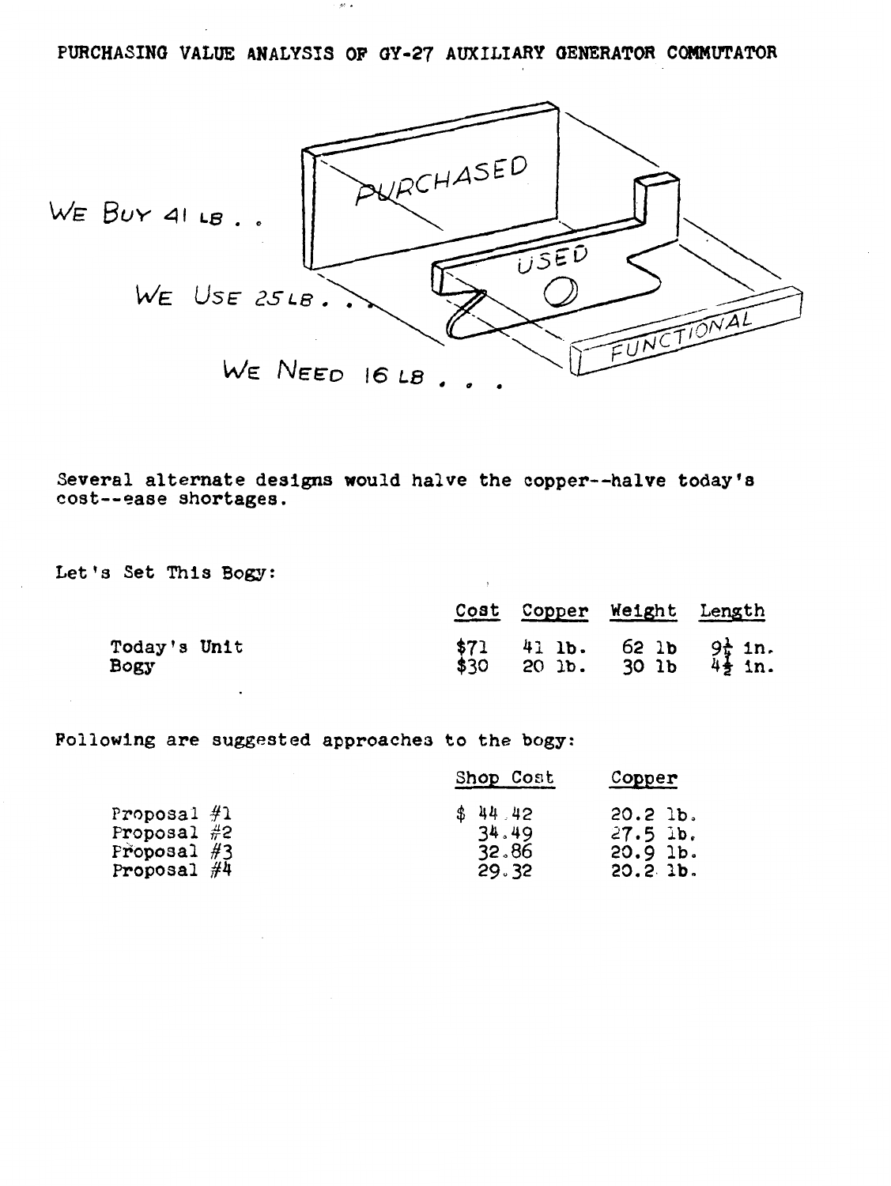# PURCHASING VALUE ANALYSIS OF GY-27 AUXILIARY GENERATOR COMMUTATOR

WE BUY 41 LB . .

WE USE 25 LB . . .

WE NEED 16 LB . . .

PURCHASED

USED

FUNCTIONAL

Several alternate designs would halve the copper--halve today's cost--ease shortages.

Let's Set This Bogy:

| | Cost | Copper | Weight | Length |
|---|---|---|---|---|
| Today's Unit | $71 | 41 lb. | 62 lb | $9\frac{1}{4}$ in. |
| Bogy | $30 | 20 lb. | 30 lb | $4\frac{1}{2}$ in. |

Following are suggested approaches to the bogy:

| | Shop Cost | Copper |
|---|---|---|
| Proposal #1 | $ 44.42 | 20.2 lb. |
| Proposal #2 | 34.49 | 27.5 lb. |
| Proposal #3 | 32.86 | 20.9 lb. |
| Proposal #4 | 29.32 | 20.2 lb. |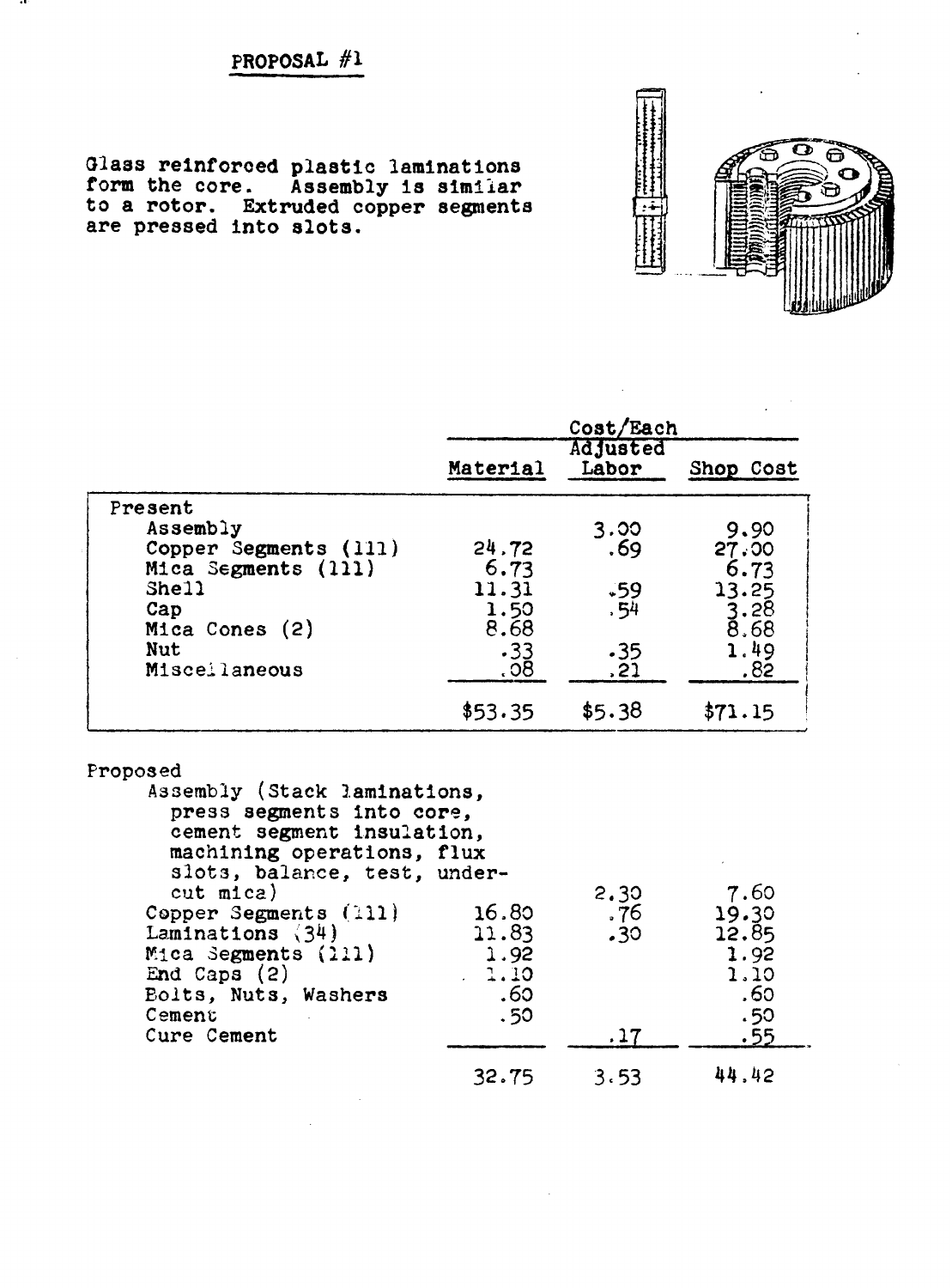## PROPOSAL #1

Glass reinforced plastic laminations form the core. Assembly is similar to a rotor. Extruded copper segments are pressed into slots.

| | Cost/Each | | |
|---|---|---|---|
| | Material | Adjusted Labor | Shop Cost |
| **Present** | | | |
| Assembly | | 3.00 | 9.90 |
| Copper Segments (111) | 24.72 | .69 | 27.00 |
| Mica Segments (111) | 6.73 | | 6.73 |
| Shell | 11.31 | .59 | 13.25 |
| Cap | 1.50 | .54 | 3.28 |
| Mica Cones (2) | 8.68 | | 8.68 |
| Nut | .33 | .35 | 1.49 |
| Miscellaneous | .08 | .21 | .82 |
| | $53.35 | $5.38 | $71.15 |
| **Proposed** | | | |
| Assembly (Stack laminations, press segments into core, cement segment insulation, machining operations, flux slots, balance, test, undercut mica) | | 2.30 | 7.60 |
| Copper Segments (111) | 16.80 | .76 | 19.30 |
| Laminations (34) | 11.83 | .30 | 12.85 |
| Mica Segments (111) | 1.92 | | 1.92 |
| End Caps (2) | 1.10 | | 1.10 |
| Bolts, Nuts, Washers | .60 | | .60 |
| Cement | .50 | | .50 |
| Cure Cement | | .17 | .55 |
| | 32.75 | 3.53 | 44.42 |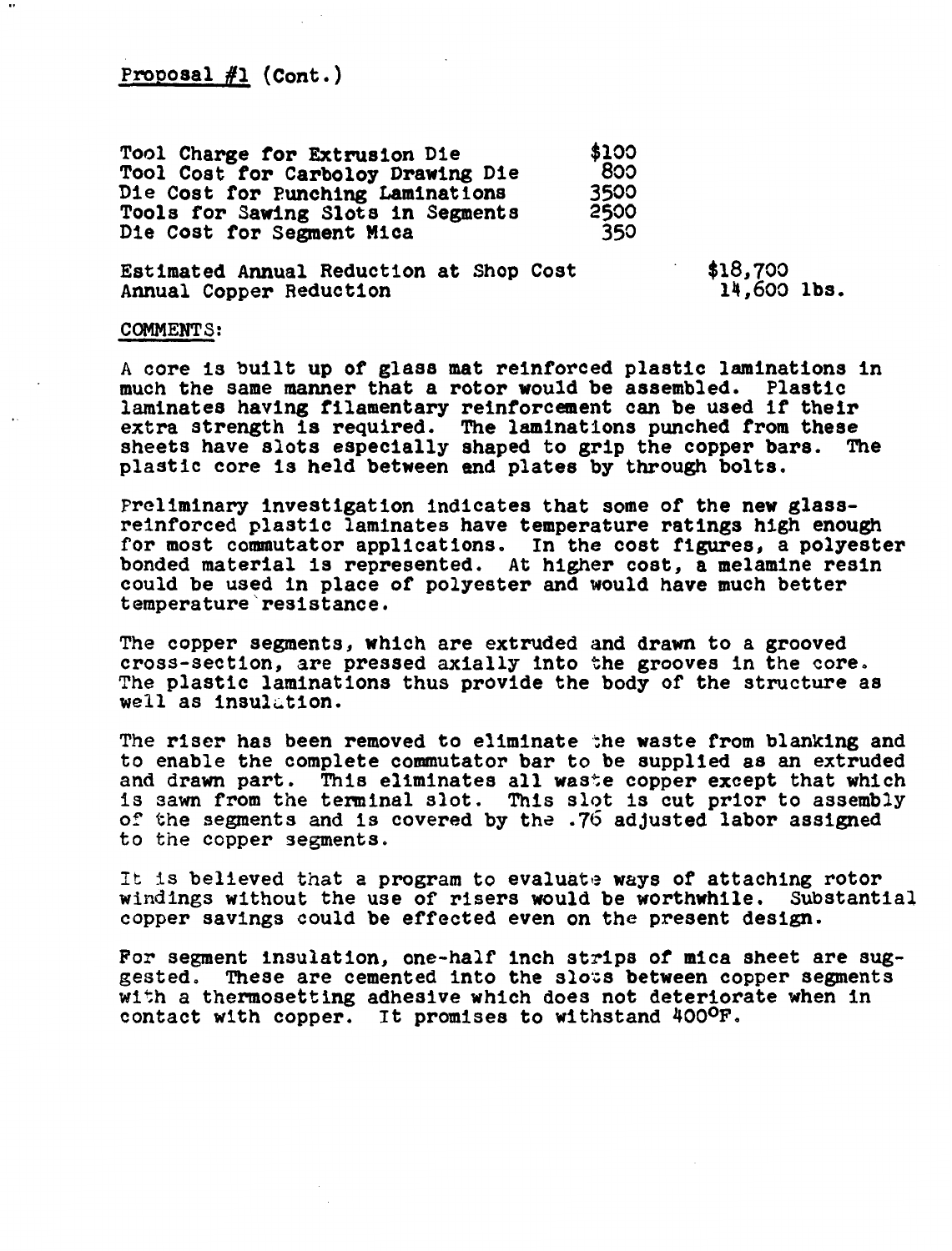Proposal #1 (Cont.)

| | |
|---|---|
| Tool Charge for Extrusion Die | \$100 |
| Tool Cost for Carboloy Drawing Die | 800 |
| Die Cost for Punching Laminations | 3500 |
| Tools for Sawing Slots in Segments | 2500 |
| Die Cost for Segment Mica | 350 |

| | |
|---|---|
| Estimated Annual Reduction at Shop Cost | \$18,700 |
| Annual Copper Reduction | 14,600 lbs. |

COMMENTS:

A core is built up of glass mat reinforced plastic laminations in much the same manner that a rotor would be assembled. Plastic laminates having filamentary reinforcement can be used if their extra strength is required. The laminations punched from these sheets have slots especially shaped to grip the copper bars. The plastic core is held between end plates by through bolts.

Preliminary investigation indicates that some of the new glass-reinforced plastic laminates have temperature ratings high enough for most commutator applications. In the cost figures, a polyester bonded material is represented. At higher cost, a melamine resin could be used in place of polyester and would have much better temperature resistance.

The copper segments, which are extruded and drawn to a grooved cross-section, are pressed axially into the grooves in the core. The plastic laminations thus provide the body of the structure as well as insulation.

The riser has been removed to eliminate the waste from blanking and to enable the complete commutator bar to be supplied as an extruded and drawn part. This eliminates all waste copper except that which is sawn from the terminal slot. This slot is cut prior to assembly of the segments and is covered by the .76 adjusted labor assigned to the copper segments.

It is believed that a program to evaluate ways of attaching rotor windings without the use of risers would be worthwhile. Substantial copper savings could be effected even on the present design.

For segment insulation, one-half inch strips of mica sheet are suggested. These are cemented into the slots between copper segments with a thermosetting adhesive which does not deteriorate when in contact with copper. It promises to withstand 400°F.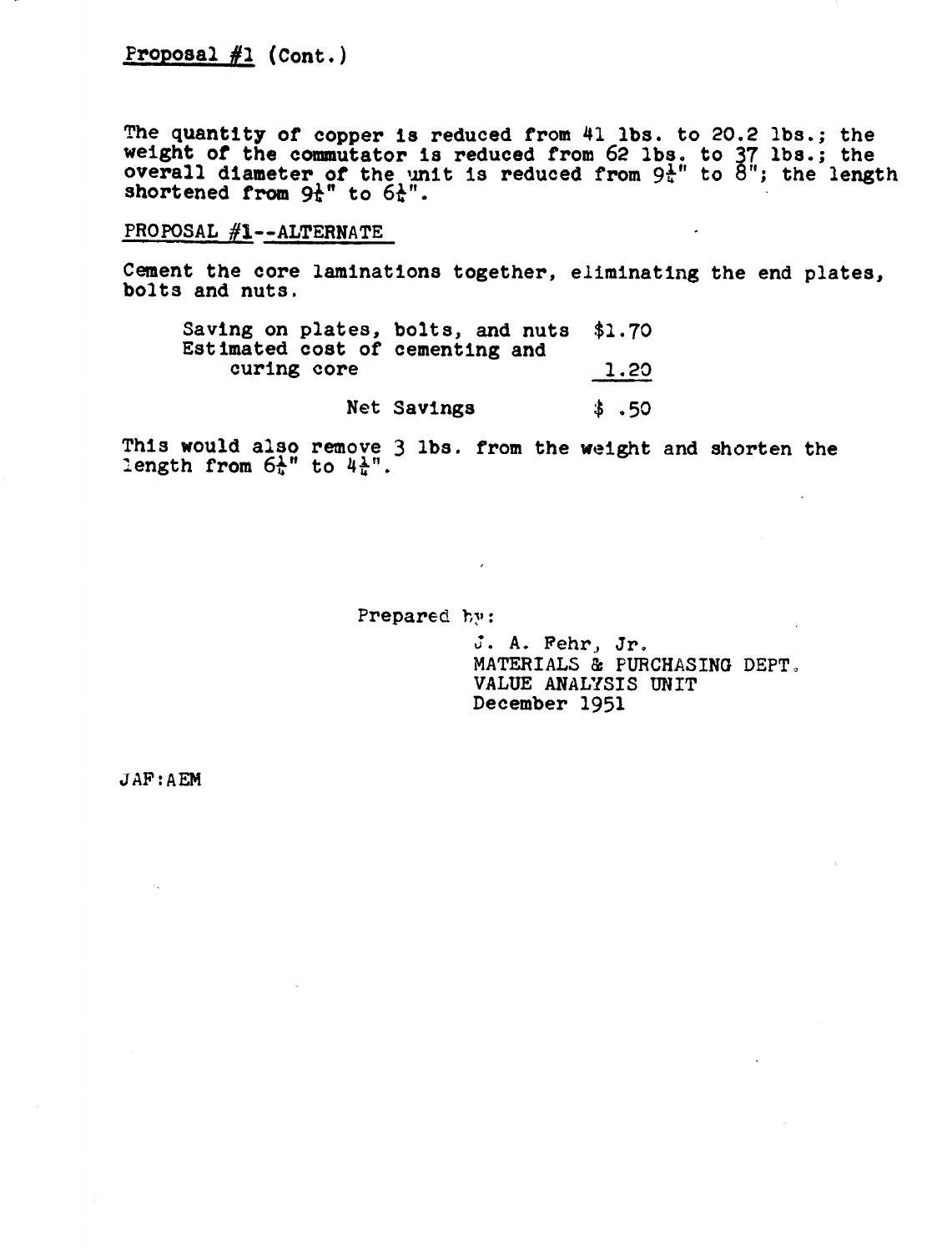Proposal #1 (Cont.)

The quantity of copper is reduced from 41 lbs. to 20.2 lbs.; the weight of the commutator is reduced from 62 lbs. to 37 lbs.; the overall diameter of the unit is reduced from 9¼" to 8"; the length shortened from 9¼" to 6¼".

PROPOSAL #1--ALTERNATE

Cement the core laminations together, eliminating the end plates, bolts and nuts.

| | |
|---|---|
| Saving on plates, bolts, and nuts | $1.70 |
| Estimated cost of cementing and curing core | 1.20 |
| Net Savings | $ .50 |

This would also remove 3 lbs. from the weight and shorten the length from 6¼" to 4¼".

Prepared by:

J. A. Fehr, Jr.
MATERIALS & PURCHASING DEPT.
VALUE ANALYSIS UNIT
December 1951

JAF:AEM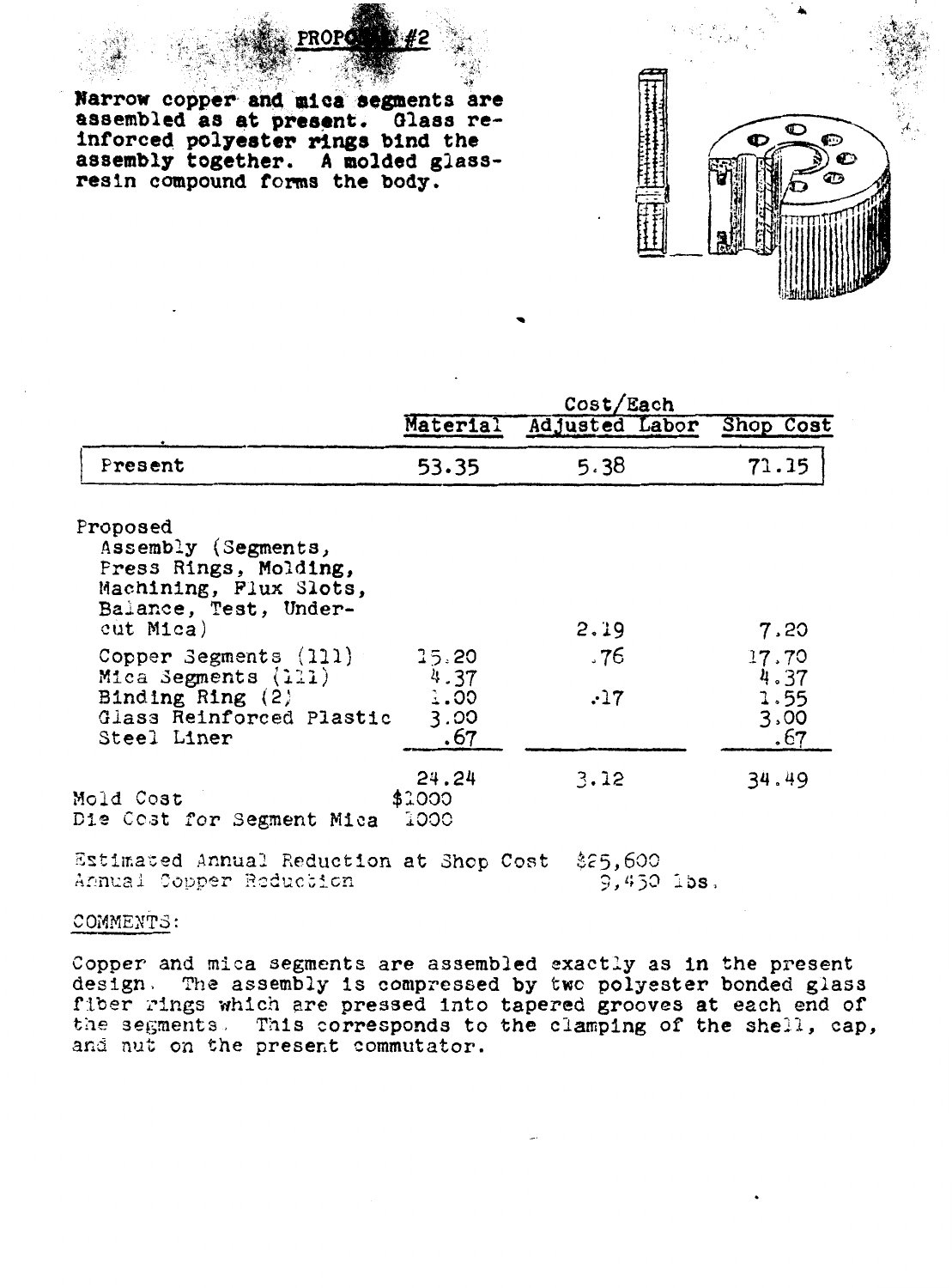## PROPOSAL #2

**Narrow copper and mica segments are assembled as at present. Glass reinforced polyester rings bind the assembly together. A molded glass-resin compound forms the body.**

| | Cost/Each | | |
|---|---|---|---|
| | Material | Adjusted Labor | Shop Cost |
| Present | 53.35 | 5.38 | 71.15 |
| Proposed | | | |
| Assembly (Segments, Press Rings, Molding, Machining, Flux Slots, Balance, Test, Undercut Mica) | | 2.19 | 7.20 |
| Copper Segments (111) | 15.20 | .76 | 17.70 |
| Mica Segments (111) | 4.37 | | 4.37 |
| Binding Ring (2) | 1.00 | .17 | 1.55 |
| Glass Reinforced Plastic | 3.00 | | 3.00 |
| Steel Liner | .67 | | .67 |
| | 24.24 | 3.12 | 34.49 |
| Mold Cost | $1000 | | |
| Die Cost for Segment Mica | 1000 | | |

Estimated Annual Reduction at Shop Cost $25,600
Annual Copper Reduction 9,450 lbs.

COMMENTS:

Copper and mica segments are assembled exactly as in the present design. The assembly is compressed by two polyester bonded glass fiber rings which are pressed into tapered grooves at each end of the segments. This corresponds to the clamping of the shell, cap, and nut on the present commutator.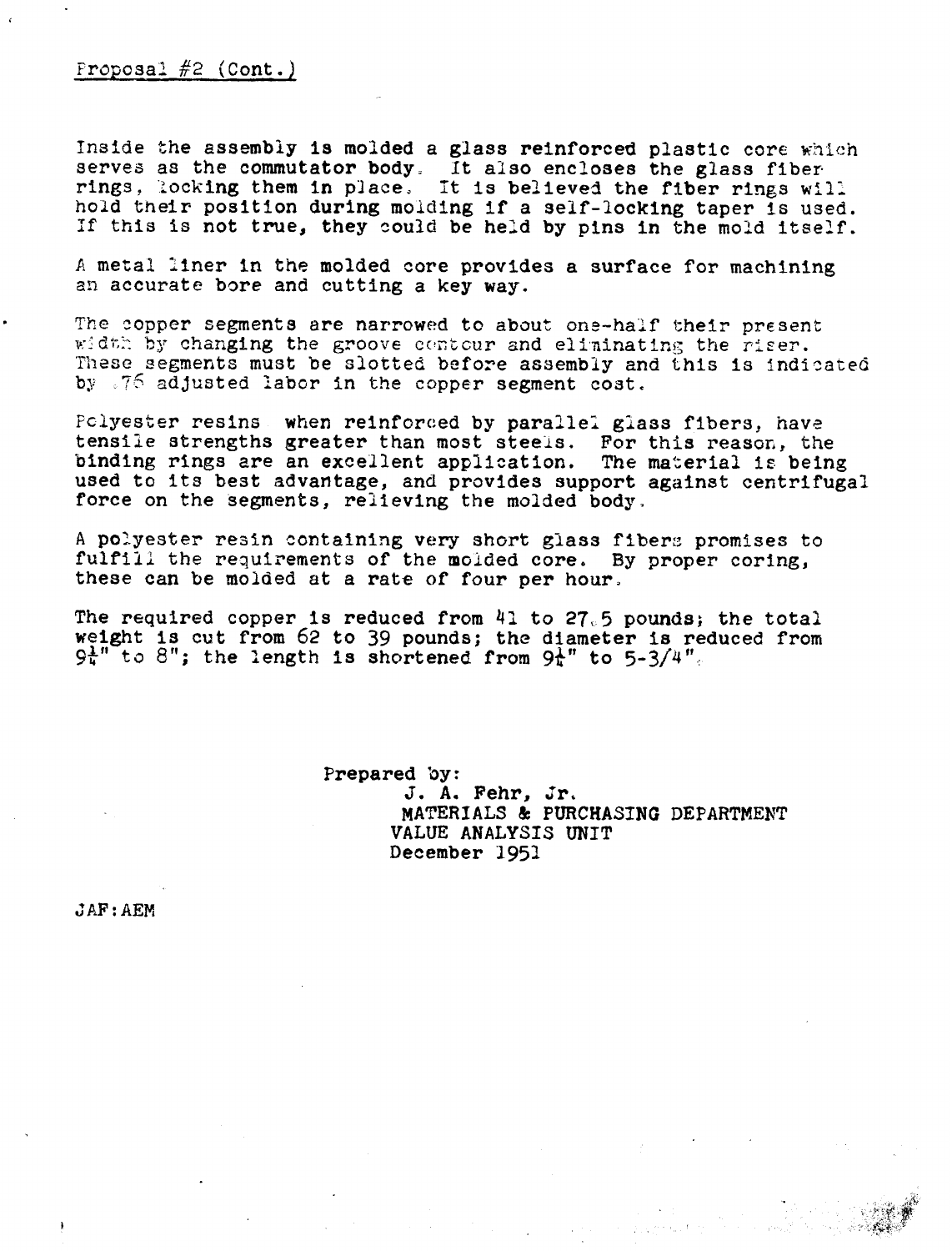Proposal #2 (Cont.)

Inside the assembly is molded a glass reinforced plastic core which serves as the commutator body. It also encloses the glass fiber rings, locking them in place. It is believed the fiber rings will hold their position during molding if a self-locking taper is used. If this is not true, they could be held by pins in the mold itself.

A metal liner in the molded core provides a surface for machining an accurate bore and cutting a key way.

The copper segments are narrowed to about one-half their present width by changing the groove contour and eliminating the riser. These segments must be slotted before assembly and this is indicated by .75 adjusted labor in the copper segment cost.

Polyester resins when reinforced by parallel glass fibers, have tensile strengths greater than most steels. For this reason, the binding rings are an excellent application. The material is being used to its best advantage, and provides support against centrifugal force on the segments, relieving the molded body.

A polyester resin containing very short glass fibers promises to fulfill the requirements of the molded core. By proper coring, these can be molded at a rate of four per hour.

The required copper is reduced from 41 to 27.5 pounds; the total weight is cut from 62 to 39 pounds; the diameter is reduced from 9¼" to 8"; the length is shortened from 9¼" to 5-3/4".

Prepared by:
J. A. Fehr, Jr.
MATERIALS & PURCHASING DEPARTMENT
VALUE ANALYSIS UNIT
December 1951

JAF:AEM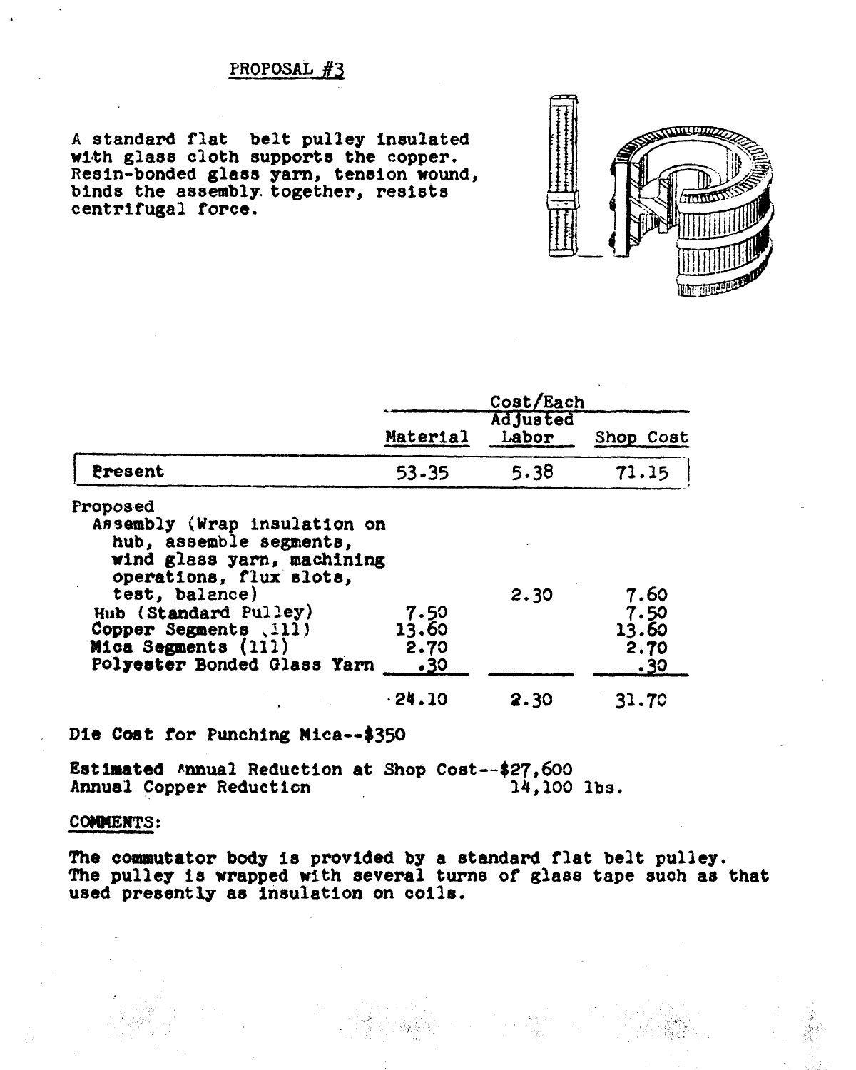## PROPOSAL #3

A standard flat belt pulley insulated with glass cloth supports the copper. Resin-bonded glass yarn, tension wound, binds the assembly together, resists centrifugal force.

| | Cost/Each | | |
|---|---|---|---|
| | Material | Adjusted Labor | Shop Cost |
| Present | 53.35 | 5.38 | 71.15 |
| Proposed | | | |
| Assembly (Wrap insulation on hub, assemble segments, wind glass yarn, machining operations, flux slots, test, balance) | | 2.30 | 7.60 |
| Hub (Standard Pulley) | 7.50 | | 7.50 |
| Copper Segments (111) | 13.60 | | 13.60 |
| Mica Segments (111) | 2.70 | | 2.70 |
| Polyester Bonded Glass Yarn | .30 | | .30 |
| | 24.10 | 2.30 | 31.70 |

Die Cost for Punching Mica--$350

Estimated Annual Reduction at Shop Cost--$27,600
Annual Copper Reduction 14,100 lbs.

COMMENTS:

The commutator body is provided by a standard flat belt pulley. The pulley is wrapped with several turns of glass tape such as that used presently as insulation on coils.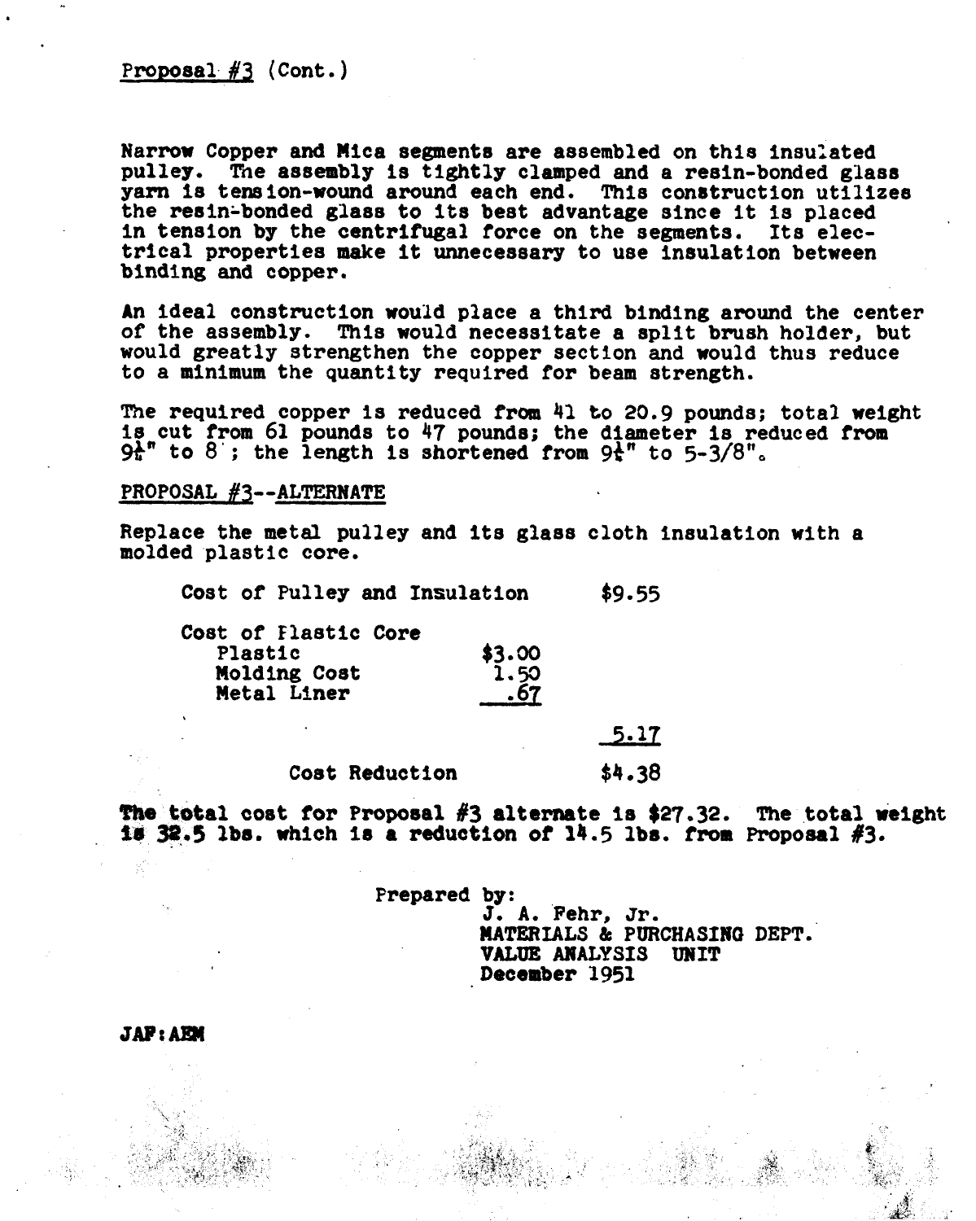Proposal #3 (Cont.)

Narrow Copper and Mica segments are assembled on this insulated pulley. The assembly is tightly clamped and a resin-bonded glass yarn is tension-wound around each end. This construction utilizes the resin-bonded glass to its best advantage since it is placed in tension by the centrifugal force on the segments. Its electrical properties make it unnecessary to use insulation between binding and copper.

An ideal construction would place a third binding around the center of the assembly. This would necessitate a split brush holder, but would greatly strengthen the copper section and would thus reduce to a minimum the quantity required for beam strength.

The required copper is reduced from 41 to 20.9 pounds; total weight is cut from 61 pounds to 47 pounds; the diameter is reduced from 9¼" to 8"; the length is shortened from 9¼" to 5-3/8".

PROPOSAL #3--ALTERNATE

Replace the metal pulley and its glass cloth insulation with a molded plastic core.

| | | |
|---|---|---|
| Cost of Pulley and Insulation | | $9.55 |
| Cost of Plastic Core | | |
| Plastic | $3.00 | |
| Molding Cost | 1.50 | |
| Metal Liner | .67 | |
| | | 5.17 |
| Cost Reduction | | $4.38 |

The total cost for Proposal #3 alternate is $27.32. The total weight is 32.5 lbs. which is a reduction of 14.5 lbs. from Proposal #3.

Prepared by:
J. A. Fehr, Jr.
MATERIALS & PURCHASING DEPT.
VALUE ANALYSIS UNIT
December 1951

JAF:AEM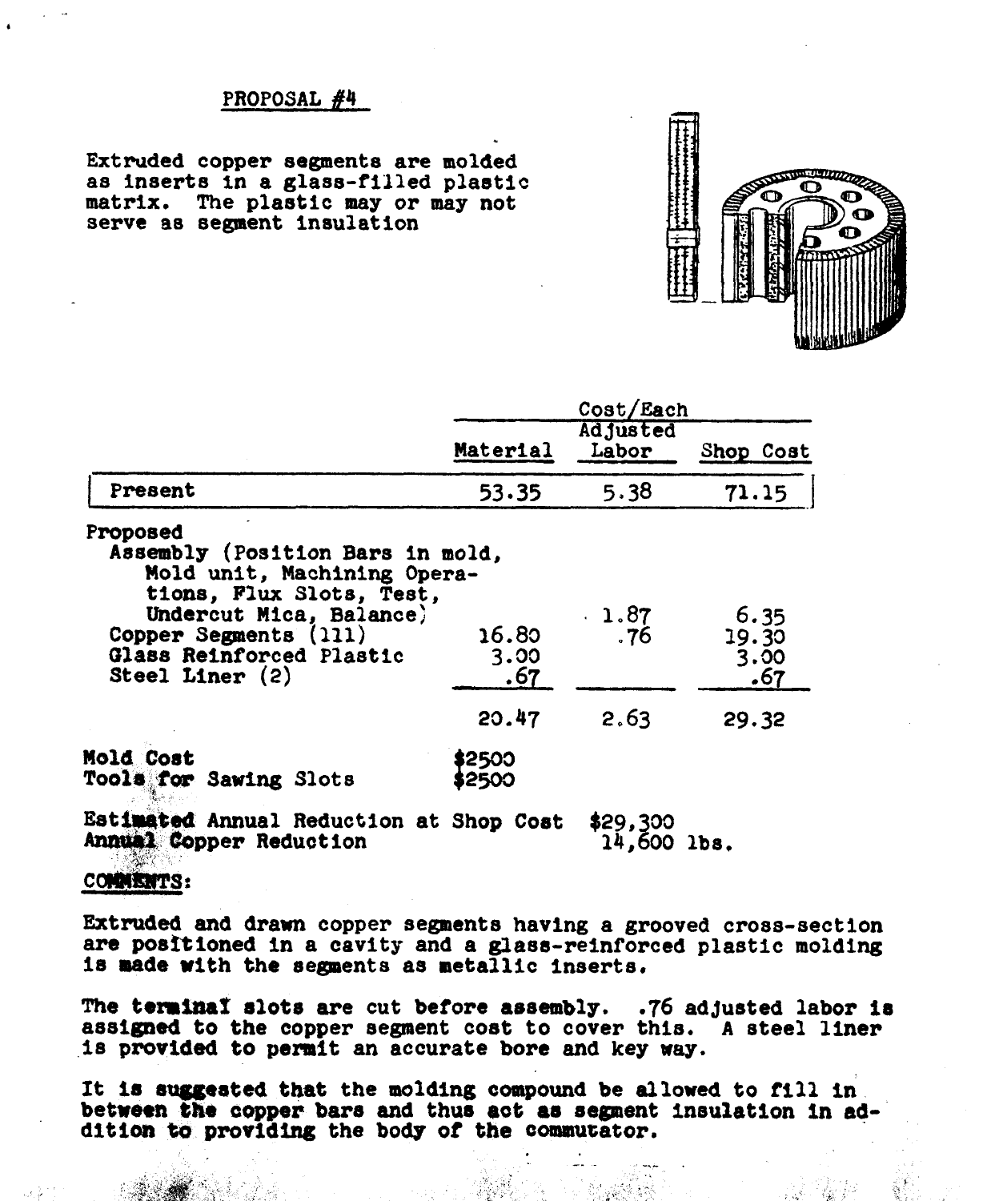PROPOSAL #4

Extruded copper segments are molded as inserts in a glass-filled plastic matrix. The plastic may or may not serve as segment insulation

| | Cost/Each | | |
|---|---|---|---|
| | Material | Adjusted Labor | Shop Cost |
| Present | 53.35 | 5.38 | 71.15 |
| Proposed | | | |
| Assembly (Position Bars in mold, Mold unit, Machining Operations, Flux Slots, Test, Undercut Mica, Balance) | | 1.87 | 6.35 |
| Copper Segments (111) | 16.80 | .76 | 19.30 |
| Glass Reinforced Plastic | 3.00 | | 3.00 |
| Steel Liner (2) | .67 | | .67 |
| | 20.47 | 2.63 | 29.32 |

Mold Cost $2500
Tools for Sawing Slots $2500

Estimated Annual Reduction at Shop Cost $29,300
Annual Copper Reduction 14,600 lbs.

COMMENTS:

Extruded and drawn copper segments having a grooved cross-section are positioned in a cavity and a glass-reinforced plastic molding is made with the segments as metallic inserts.

The terminal slots are cut before assembly. .76 adjusted labor is assigned to the copper segment cost to cover this. A steel liner is provided to permit an accurate bore and key way.

It is suggested that the molding compound be allowed to fill in between the copper bars and thus act as segment insulation in addition to providing the body of the commutator.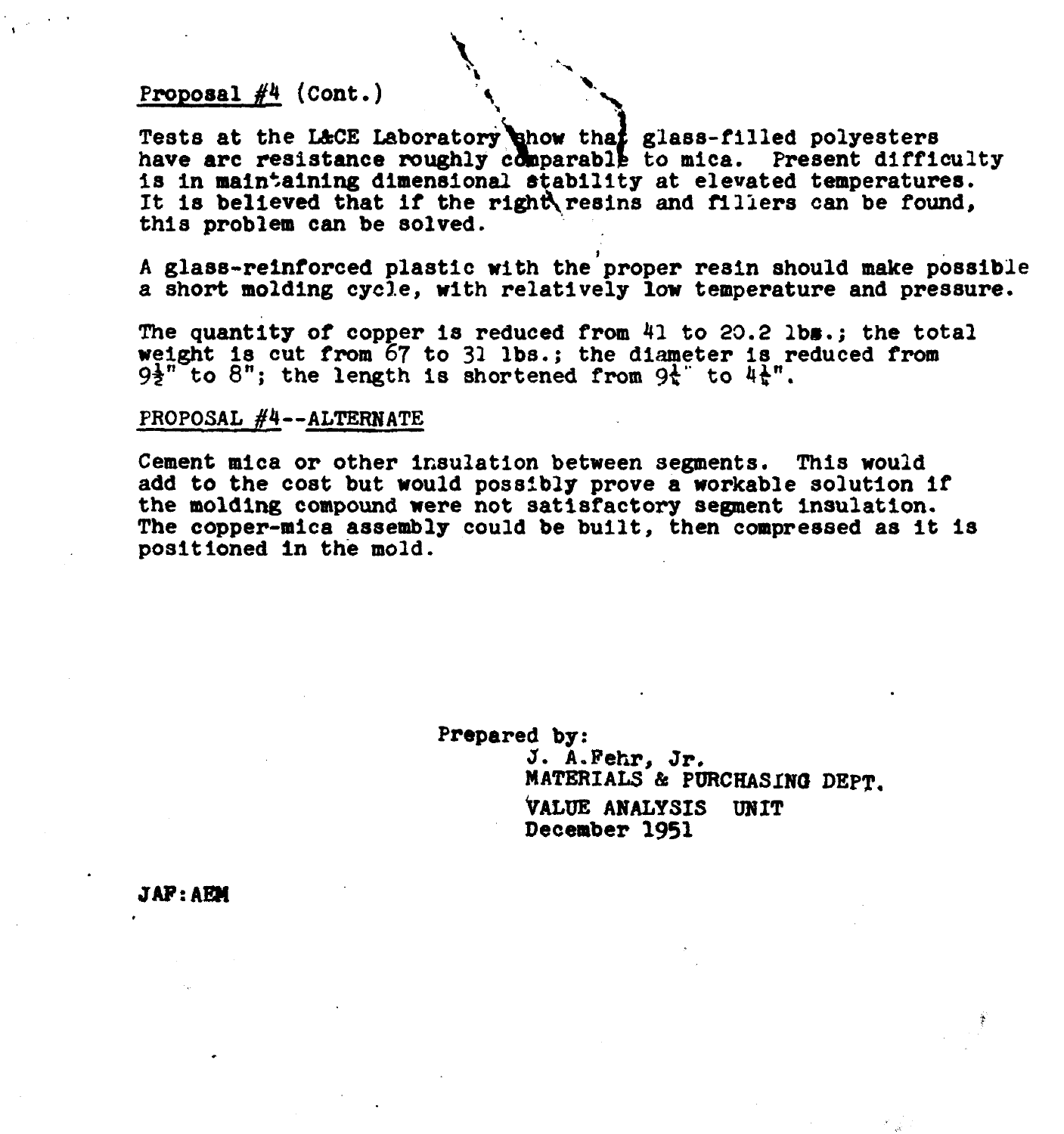Proposal #4 (Cont.)

Tests at the L&CE Laboratory show that glass-filled polyesters have arc resistance roughly comparable to mica. Present difficulty is in maintaining dimensional stability at elevated temperatures. It is believed that if the right resins and fillers can be found, this problem can be solved.

A glass-reinforced plastic with the proper resin should make possible a short molding cycle, with relatively low temperature and pressure.

The quantity of copper is reduced from 41 to 20.2 lbs.; the total weight is cut from 67 to 31 lbs.; the diameter is reduced from 9½" to 8"; the length is shortened from 9¼" to 4¼".

PROPOSAL #4--ALTERNATE

Cement mica or other insulation between segments. This would add to the cost but would possibly prove a workable solution if the molding compound were not satisfactory segment insulation. The copper-mica assembly could be built, then compressed as it is positioned in the mold.

Prepared by:
J. A. Fehr, Jr.
MATERIALS & PURCHASING DEPT.
VALUE ANALYSIS UNIT
December 1951

JAF:AEM